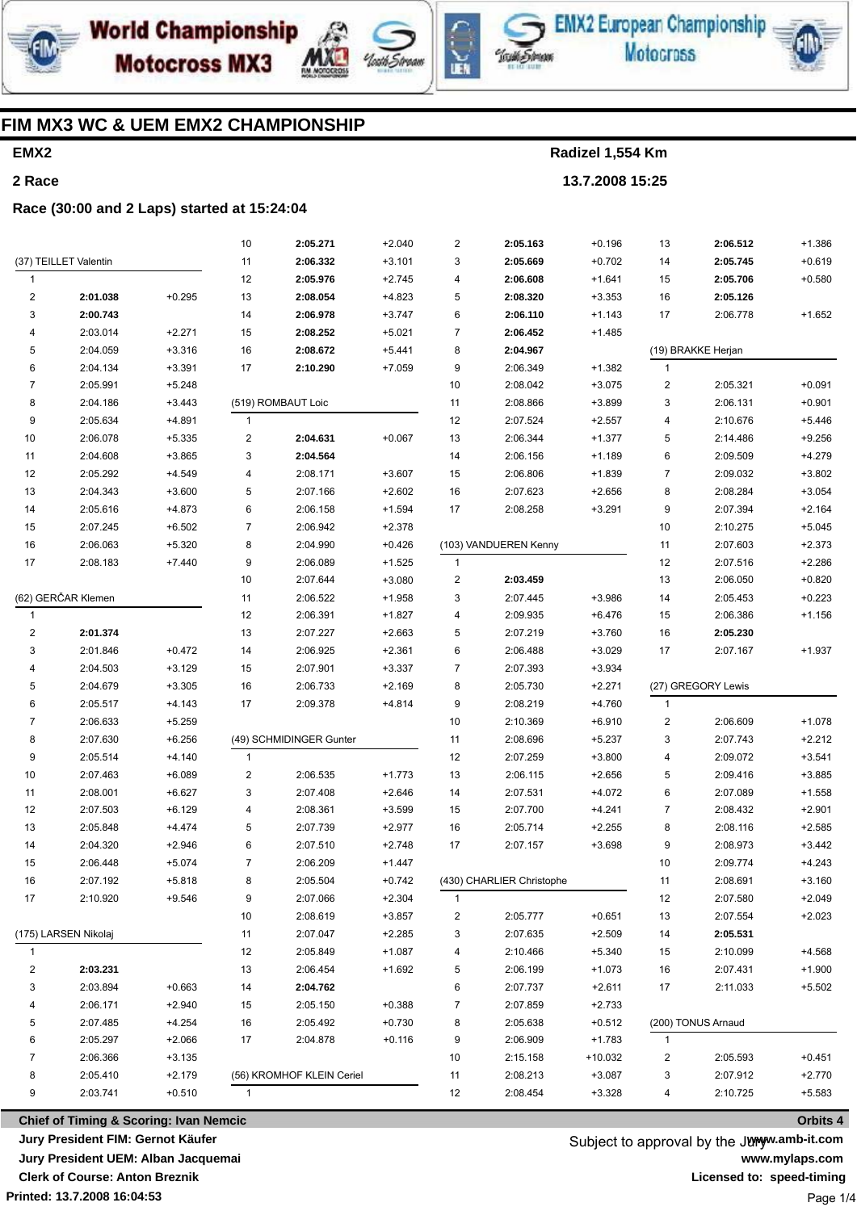# FIM MX3 WC & UEM EMX2 CHAMPIONSHIP

**EMX2** — **Radizel 1,554 Km**

**2 Race** — **13.7.2008 15:25**

**Race (30:00 and 2 Laps) started at 15:24:04**

### (37) TEILLET Valentin

| Lap | Time | Diff |
|---|---|---|
| 1 | | |
| 2 | **2:01.038** | +0.295 |
| 3 | **2:00.743** | |
| 4 | 2:03.014 | +2.271 |
| 5 | 2:04.059 | +3.316 |
| 6 | 2:04.134 | +3.391 |
| 7 | 2:05.991 | +5.248 |
| 8 | 2:04.186 | +3.443 |
| 9 | 2:05.634 | +4.891 |
| 10 | 2:06.078 | +5.335 |
| 11 | 2:04.608 | +3.865 |
| 12 | 2:05.292 | +4.549 |
| 13 | 2:04.343 | +3.600 |
| 14 | 2:05.616 | +4.873 |
| 15 | 2:07.245 | +6.502 |
| 16 | 2:06.063 | +5.320 |
| 17 | 2:08.183 | +7.440 |

### (62) GERČAR Klemen

| Lap | Time | Diff |
|---|---|---|
| 1 | | |
| 2 | **2:01.374** | |
| 3 | 2:01.846 | +0.472 |
| 4 | 2:04.503 | +3.129 |
| 5 | 2:04.679 | +3.305 |
| 6 | 2:05.517 | +4.143 |
| 7 | 2:06.633 | +5.259 |
| 8 | 2:07.630 | +6.256 |
| 9 | 2:05.514 | +4.140 |
| 10 | 2:07.463 | +6.089 |
| 11 | 2:08.001 | +6.627 |
| 12 | 2:07.503 | +6.129 |
| 13 | 2:05.848 | +4.474 |
| 14 | 2:04.320 | +2.946 |
| 15 | 2:06.448 | +5.074 |
| 16 | 2:07.192 | +5.818 |
| 17 | 2:10.920 | +9.546 |

### (175) LARSEN Nikolaj

| Lap | Time | Diff |
|---|---|---|
| 1 | | |
| 2 | **2:03.231** | |
| 3 | 2:03.894 | +0.663 |
| 4 | 2:06.171 | +2.940 |
| 5 | 2:07.485 | +4.254 |
| 6 | 2:05.297 | +2.066 |
| 7 | 2:06.366 | +3.135 |
| 8 | 2:05.410 | +2.179 |
| 9 | 2:03.741 | +0.510 |
| 10 | **2:05.271** | +2.040 |
| 11 | **2:06.332** | +3.101 |
| 12 | **2:05.976** | +2.745 |
| 13 | **2:08.054** | +4.823 |
| 14 | **2:06.978** | +3.747 |
| 15 | **2:08.252** | +5.021 |
| 16 | **2:08.672** | +5.441 |
| 17 | **2:10.290** | +7.059 |

### (519) ROMBAUT Loic

| Lap | Time | Diff |
|---|---|---|
| 1 | | |
| 2 | **2:04.631** | +0.067 |
| 3 | **2:04.564** | |
| 4 | 2:08.171 | +3.607 |
| 5 | 2:07.166 | +2.602 |
| 6 | 2:06.158 | +1.594 |
| 7 | 2:06.942 | +2.378 |
| 8 | 2:04.990 | +0.426 |
| 9 | 2:06.089 | +1.525 |
| 10 | 2:07.644 | +3.080 |
| 11 | 2:06.522 | +1.958 |
| 12 | 2:06.391 | +1.827 |
| 13 | 2:07.227 | +2.663 |
| 14 | 2:06.925 | +2.361 |
| 15 | 2:07.901 | +3.337 |
| 16 | 2:06.733 | +2.169 |
| 17 | 2:09.378 | +4.814 |

### (49) SCHMIDINGER Gunter

| Lap | Time | Diff |
|---|---|---|
| 1 | | |
| 2 | 2:06.535 | +1.773 |
| 3 | 2:07.408 | +2.646 |
| 4 | 2:08.361 | +3.599 |
| 5 | 2:07.739 | +2.977 |
| 6 | 2:07.510 | +2.748 |
| 7 | 2:06.209 | +1.447 |
| 8 | 2:05.504 | +0.742 |
| 9 | 2:07.066 | +2.304 |
| 10 | 2:08.619 | +3.857 |
| 11 | 2:07.047 | +2.285 |
| 12 | 2:05.849 | +1.087 |
| 13 | 2:06.454 | +1.692 |
| 14 | **2:04.762** | |
| 15 | 2:05.150 | +0.388 |
| 16 | 2:05.492 | +0.730 |
| 17 | 2:04.878 | +0.116 |

### (56) KROMHOF KLEIN Ceriel

| Lap | Time | Diff |
|---|---|---|
| 1 | | |
| 2 | **2:05.163** | +0.196 |
| 3 | **2:05.669** | +0.702 |
| 4 | **2:06.608** | +1.641 |
| 5 | **2:08.320** | +3.353 |
| 6 | **2:06.110** | +1.143 |
| 7 | **2:06.452** | +1.485 |
| 8 | **2:04.967** | |
| 9 | 2:06.349 | +1.382 |
| 10 | 2:08.042 | +3.075 |
| 11 | 2:08.866 | +3.899 |
| 12 | 2:07.524 | +2.557 |
| 13 | 2:06.344 | +1.377 |
| 14 | 2:06.156 | +1.189 |
| 15 | 2:06.806 | +1.839 |
| 16 | 2:07.623 | +2.656 |
| 17 | 2:08.258 | +3.291 |

### (103) VANDUEREN Kenny

| Lap | Time | Diff |
|---|---|---|
| 1 | | |
| 2 | **2:03.459** | |
| 3 | 2:07.445 | +3.986 |
| 4 | 2:09.935 | +6.476 |
| 5 | 2:07.219 | +3.760 |
| 6 | 2:06.488 | +3.029 |
| 7 | 2:07.393 | +3.934 |
| 8 | 2:05.730 | +2.271 |
| 9 | 2:08.219 | +4.760 |
| 10 | 2:10.369 | +6.910 |
| 11 | 2:08.696 | +5.237 |
| 12 | 2:07.259 | +3.800 |
| 13 | 2:06.115 | +2.656 |
| 14 | 2:07.531 | +4.072 |
| 15 | 2:07.700 | +4.241 |
| 16 | 2:05.714 | +2.255 |
| 17 | 2:07.157 | +3.698 |

### (430) CHARLIER Christophe

| Lap | Time | Diff |
|---|---|---|
| 1 | | |
| 2 | 2:05.777 | +0.651 |
| 3 | 2:07.635 | +2.509 |
| 4 | 2:10.466 | +5.340 |
| 5 | 2:06.199 | +1.073 |
| 6 | 2:07.737 | +2.611 |
| 7 | 2:07.859 | +2.733 |
| 8 | 2:05.638 | +0.512 |
| 9 | 2:06.909 | +1.783 |
| 10 | 2:15.158 | +10.032 |
| 11 | 2:08.213 | +3.087 |
| 12 | 2:08.454 | +3.328 |
| 13 | **2:06.512** | +1.386 |
| 14 | **2:05.745** | +0.619 |
| 15 | **2:05.706** | +0.580 |
| 16 | **2:05.126** | |
| 17 | 2:06.778 | +1.652 |

### (19) BRAKKE Herjan

| Lap | Time | Diff |
|---|---|---|
| 1 | | |
| 2 | 2:05.321 | +0.091 |
| 3 | 2:06.131 | +0.901 |
| 4 | 2:10.676 | +5.446 |
| 5 | 2:14.486 | +9.256 |
| 6 | 2:09.509 | +4.279 |
| 7 | 2:09.032 | +3.802 |
| 8 | 2:08.284 | +3.054 |
| 9 | 2:07.394 | +2.164 |
| 10 | 2:10.275 | +5.045 |
| 11 | 2:07.603 | +2.373 |
| 12 | 2:07.516 | +2.286 |
| 13 | 2:06.050 | +0.820 |
| 14 | 2:05.453 | +0.223 |
| 15 | 2:06.386 | +1.156 |
| 16 | **2:05.230** | |
| 17 | 2:07.167 | +1.937 |

### (27) GREGORY Lewis

| Lap | Time | Diff |
|---|---|---|
| 1 | | |
| 2 | 2:06.609 | +1.078 |
| 3 | 2:07.743 | +2.212 |
| 4 | 2:09.072 | +3.541 |
| 5 | 2:09.416 | +3.885 |
| 6 | 2:07.089 | +1.558 |
| 7 | 2:08.432 | +2.901 |
| 8 | 2:08.116 | +2.585 |
| 9 | 2:08.973 | +3.442 |
| 10 | 2:09.774 | +4.243 |
| 11 | 2:08.691 | +3.160 |
| 12 | 2:07.580 | +2.049 |
| 13 | 2:07.554 | +2.023 |
| 14 | **2:05.531** | |
| 15 | 2:10.099 | +4.568 |
| 16 | 2:07.431 | +1.900 |
| 17 | 2:11.033 | +5.502 |

### (200) TONUS Arnaud

| Lap | Time | Diff |
|---|---|---|
| 1 | | |
| 2 | 2:05.593 | +0.451 |
| 3 | 2:07.912 | +2.770 |
| 4 | 2:10.725 | +5.583 |

**Chief of Timing & Scoring: Ivan Nemcic**

**Jury President FIM: Gernot Käufer**

**Jury President UEM: Alban Jacquemai**

**Clerk of Course: Anton Breznik**

Subject to approval by the Jury

**Orbits 4**

**www.amb-it.com**

**www.mylaps.com**

**Licensed to: speed-timing**

**Printed: 13.7.2008 16:04:53**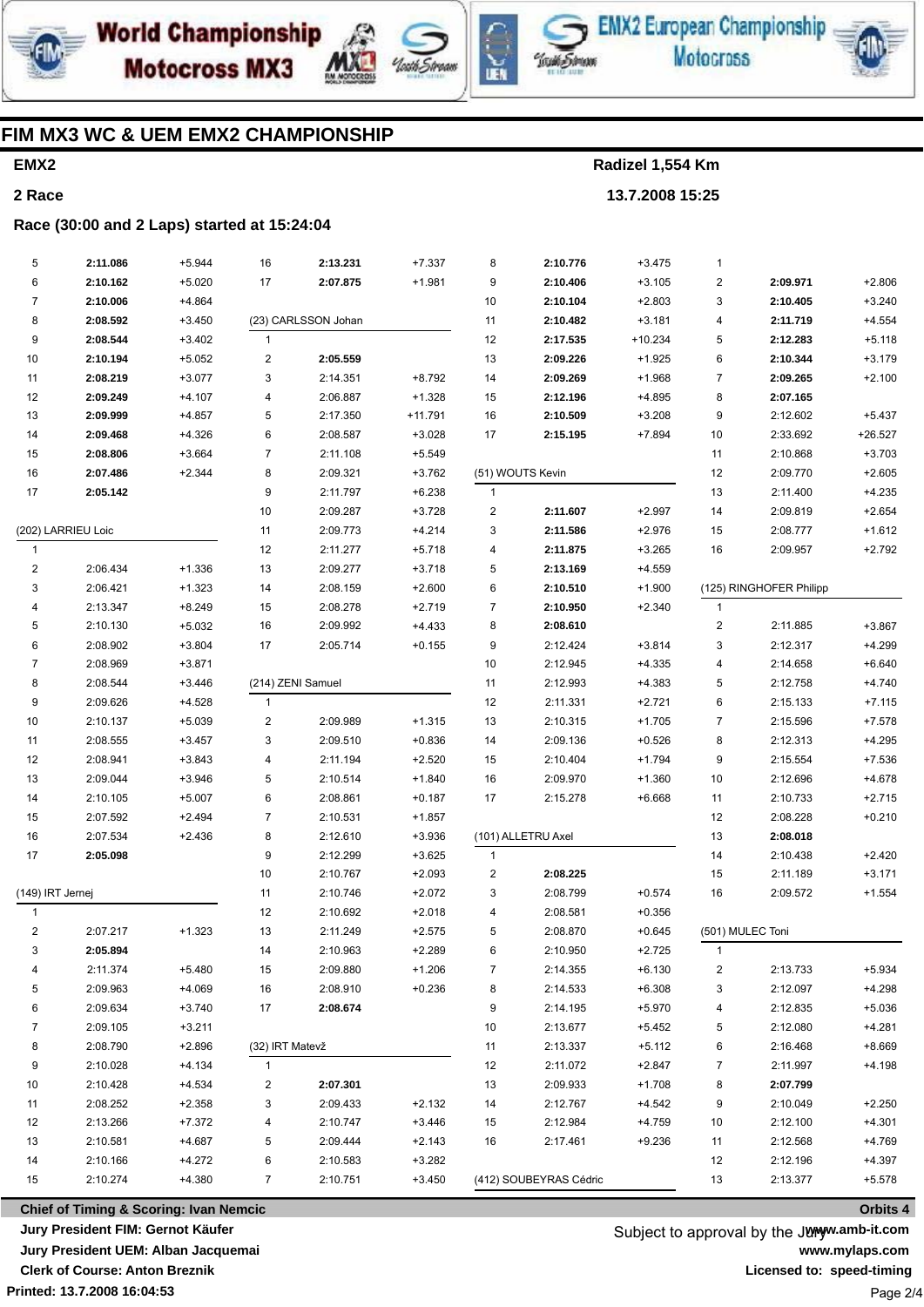# FIM MX3 WC & UEM EMX2 CHAMPIONSHIP

**EMX2** — Radizel 1,554 Km

**2 Race** — 13.7.2008 15:25

**Race (30:00 and 2 Laps) started at 15:24:04**

| Lap | Time | Diff |
|---|---|---|
| 5 | **2:11.086** | +5.944 |
| 6 | **2:10.162** | +5.020 |
| 7 | **2:10.006** | +4.864 |
| 8 | **2:08.592** | +3.450 |
| 9 | **2:08.544** | +3.402 |
| 10 | **2:10.194** | +5.052 |
| 11 | **2:08.219** | +3.077 |
| 12 | **2:09.249** | +4.107 |
| 13 | **2:09.999** | +4.857 |
| 14 | **2:09.468** | +4.326 |
| 15 | **2:08.806** | +3.664 |
| 16 | **2:07.486** | +2.344 |
| 17 | **2:05.142** | |

**(202) LARRIEU Loic**

| Lap | Time | Diff |
|---|---|---|
| 1 | | |
| 2 | 2:06.434 | +1.336 |
| 3 | 2:06.421 | +1.323 |
| 4 | 2:13.347 | +8.249 |
| 5 | 2:10.130 | +5.032 |
| 6 | 2:08.902 | +3.804 |
| 7 | 2:08.969 | +3.871 |
| 8 | 2:08.544 | +3.446 |
| 9 | 2:09.626 | +4.528 |
| 10 | 2:10.137 | +5.039 |
| 11 | 2:08.555 | +3.457 |
| 12 | 2:08.941 | +3.843 |
| 13 | 2:09.044 | +3.946 |
| 14 | 2:10.105 | +5.007 |
| 15 | 2:07.592 | +2.494 |
| 16 | 2:07.534 | +2.436 |
| 17 | **2:05.098** | |

**(149) IRT Jernej**

| Lap | Time | Diff |
|---|---|---|
| 1 | | |
| 2 | 2:07.217 | +1.323 |
| 3 | **2:05.894** | |
| 4 | 2:11.374 | +5.480 |
| 5 | 2:09.963 | +4.069 |
| 6 | 2:09.634 | +3.740 |
| 7 | 2:09.105 | +3.211 |
| 8 | 2:08.790 | +2.896 |
| 9 | 2:10.028 | +4.134 |
| 10 | 2:10.428 | +4.534 |
| 11 | 2:08.252 | +2.358 |
| 12 | 2:13.266 | +7.372 |
| 13 | 2:10.581 | +4.687 |
| 14 | 2:10.166 | +4.272 |
| 15 | 2:10.274 | +4.380 |

| Lap | Time | Diff |
|---|---|---|
| 16 | **2:13.231** | +7.337 |
| 17 | **2:07.875** | +1.981 |

**(23) CARLSSON Johan**

| Lap | Time | Diff |
|---|---|---|
| 1 | | |
| 2 | **2:05.559** | |
| 3 | 2:14.351 | +8.792 |
| 4 | 2:06.887 | +1.328 |
| 5 | 2:17.350 | +11.791 |
| 6 | 2:08.587 | +3.028 |
| 7 | 2:11.108 | +5.549 |
| 8 | 2:09.321 | +3.762 |
| 9 | 2:11.797 | +6.238 |
| 10 | 2:09.287 | +3.728 |
| 11 | 2:09.773 | +4.214 |
| 12 | 2:11.277 | +5.718 |
| 13 | 2:09.277 | +3.718 |
| 14 | 2:08.159 | +2.600 |
| 15 | 2:08.278 | +2.719 |
| 16 | 2:09.992 | +4.433 |
| 17 | 2:05.714 | +0.155 |

**(214) ZENI Samuel**

| Lap | Time | Diff |
|---|---|---|
| 1 | | |
| 2 | 2:09.989 | +1.315 |
| 3 | 2:09.510 | +0.836 |
| 4 | 2:11.194 | +2.520 |
| 5 | 2:10.514 | +1.840 |
| 6 | 2:08.861 | +0.187 |
| 7 | 2:10.531 | +1.857 |
| 8 | 2:12.610 | +3.936 |
| 9 | 2:12.299 | +3.625 |
| 10 | 2:10.767 | +2.093 |
| 11 | 2:10.746 | +2.072 |
| 12 | 2:10.692 | +2.018 |
| 13 | 2:11.249 | +2.575 |
| 14 | 2:10.963 | +2.289 |
| 15 | 2:09.880 | +1.206 |
| 16 | 2:08.910 | +0.236 |
| 17 | **2:08.674** | |

**(32) IRT Matevž**

| Lap | Time | Diff |
|---|---|---|
| 1 | | |
| 2 | **2:07.301** | |
| 3 | 2:09.433 | +2.132 |
| 4 | 2:10.747 | +3.446 |
| 5 | 2:09.444 | +2.143 |
| 6 | 2:10.583 | +3.282 |
| 7 | 2:10.751 | +3.450 |

| Lap | Time | Diff |
|---|---|---|
| 8 | **2:10.776** | +3.475 |
| 9 | **2:10.406** | +3.105 |
| 10 | **2:10.104** | +2.803 |
| 11 | **2:10.482** | +3.181 |
| 12 | **2:17.535** | +10.234 |
| 13 | **2:09.226** | +1.925 |
| 14 | **2:09.269** | +1.968 |
| 15 | **2:12.196** | +4.895 |
| 16 | **2:10.509** | +3.208 |
| 17 | **2:15.195** | +7.894 |

**(51) WOUTS Kevin**

| Lap | Time | Diff |
|---|---|---|
| 1 | | |
| 2 | **2:11.607** | +2.997 |
| 3 | **2:11.586** | +2.976 |
| 4 | **2:11.875** | +3.265 |
| 5 | **2:13.169** | +4.559 |
| 6 | **2:10.510** | +1.900 |
| 7 | **2:10.950** | +2.340 |
| 8 | **2:08.610** | |
| 9 | 2:12.424 | +3.814 |
| 10 | 2:12.945 | +4.335 |
| 11 | 2:12.993 | +4.383 |
| 12 | 2:11.331 | +2.721 |
| 13 | 2:10.315 | +1.705 |
| 14 | 2:09.136 | +0.526 |
| 15 | 2:10.404 | +1.794 |
| 16 | 2:09.970 | +1.360 |
| 17 | 2:15.278 | +6.668 |

**(101) ALLETRU Axel**

| Lap | Time | Diff |
|---|---|---|
| 1 | | |
| 2 | **2:08.225** | |
| 3 | 2:08.799 | +0.574 |
| 4 | 2:08.581 | +0.356 |
| 5 | 2:08.870 | +0.645 |
| 6 | 2:10.950 | +2.725 |
| 7 | 2:14.355 | +6.130 |
| 8 | 2:14.533 | +6.308 |
| 9 | 2:14.195 | +5.970 |
| 10 | 2:13.677 | +5.452 |
| 11 | 2:13.337 | +5.112 |
| 12 | 2:11.072 | +2.847 |
| 13 | 2:09.933 | +1.708 |
| 14 | 2:12.767 | +4.542 |
| 15 | 2:12.984 | +4.759 |
| 16 | 2:17.461 | +9.236 |

**(412) SOUBEYRAS Cédric**

| Lap | Time | Diff |
|---|---|---|
| 1 | | |
| 2 | **2:09.971** | +2.806 |
| 3 | **2:10.405** | +3.240 |
| 4 | **2:11.719** | +4.554 |
| 5 | **2:12.283** | +5.118 |
| 6 | **2:10.344** | +3.179 |
| 7 | **2:09.265** | +2.100 |
| 8 | **2:07.165** | |
| 9 | 2:12.602 | +5.437 |
| 10 | 2:33.692 | +26.527 |
| 11 | 2:10.868 | +3.703 |
| 12 | 2:09.770 | +2.605 |
| 13 | 2:11.400 | +4.235 |
| 14 | 2:09.819 | +2.654 |
| 15 | 2:08.777 | +1.612 |
| 16 | 2:09.957 | +2.792 |

**(125) RINGHOFER Philipp**

| Lap | Time | Diff |
|---|---|---|
| 1 | | |
| 2 | 2:11.885 | +3.867 |
| 3 | 2:12.317 | +4.299 |
| 4 | 2:14.658 | +6.640 |
| 5 | 2:12.758 | +4.740 |
| 6 | 2:15.133 | +7.115 |
| 7 | 2:15.596 | +7.578 |
| 8 | 2:12.313 | +4.295 |
| 9 | 2:15.554 | +7.536 |
| 10 | 2:12.696 | +4.678 |
| 11 | 2:10.733 | +2.715 |
| 12 | 2:08.228 | +0.210 |
| 13 | **2:08.018** | |
| 14 | 2:10.438 | +2.420 |
| 15 | 2:11.189 | +3.171 |
| 16 | 2:09.572 | +1.554 |

**(501) MULEC Toni**

| Lap | Time | Diff |
|---|---|---|
| 1 | | |
| 2 | 2:13.733 | +5.934 |
| 3 | 2:12.097 | +4.298 |
| 4 | 2:12.835 | +5.036 |
| 5 | 2:12.080 | +4.281 |
| 6 | 2:16.468 | +8.669 |
| 7 | 2:11.997 | +4.198 |
| 8 | **2:07.799** | |
| 9 | 2:10.049 | +2.250 |
| 10 | 2:12.100 | +4.301 |
| 11 | 2:12.568 | +4.769 |
| 12 | 2:12.196 | +4.397 |
| 13 | 2:13.377 | +5.578 |

**Chief of Timing & Scoring: Ivan Nemcic**
**Jury President FIM: Gernot Käufer**
**Jury President UEM: Alban Jacquemai**
**Clerk of Course: Anton Breznik**

Subject to approval by the Jury

**Orbits 4**
**www.amb-it.com**
**www.mylaps.com**
**Licensed to: speed-timing**

**Printed: 13.7.2008 16:04:53**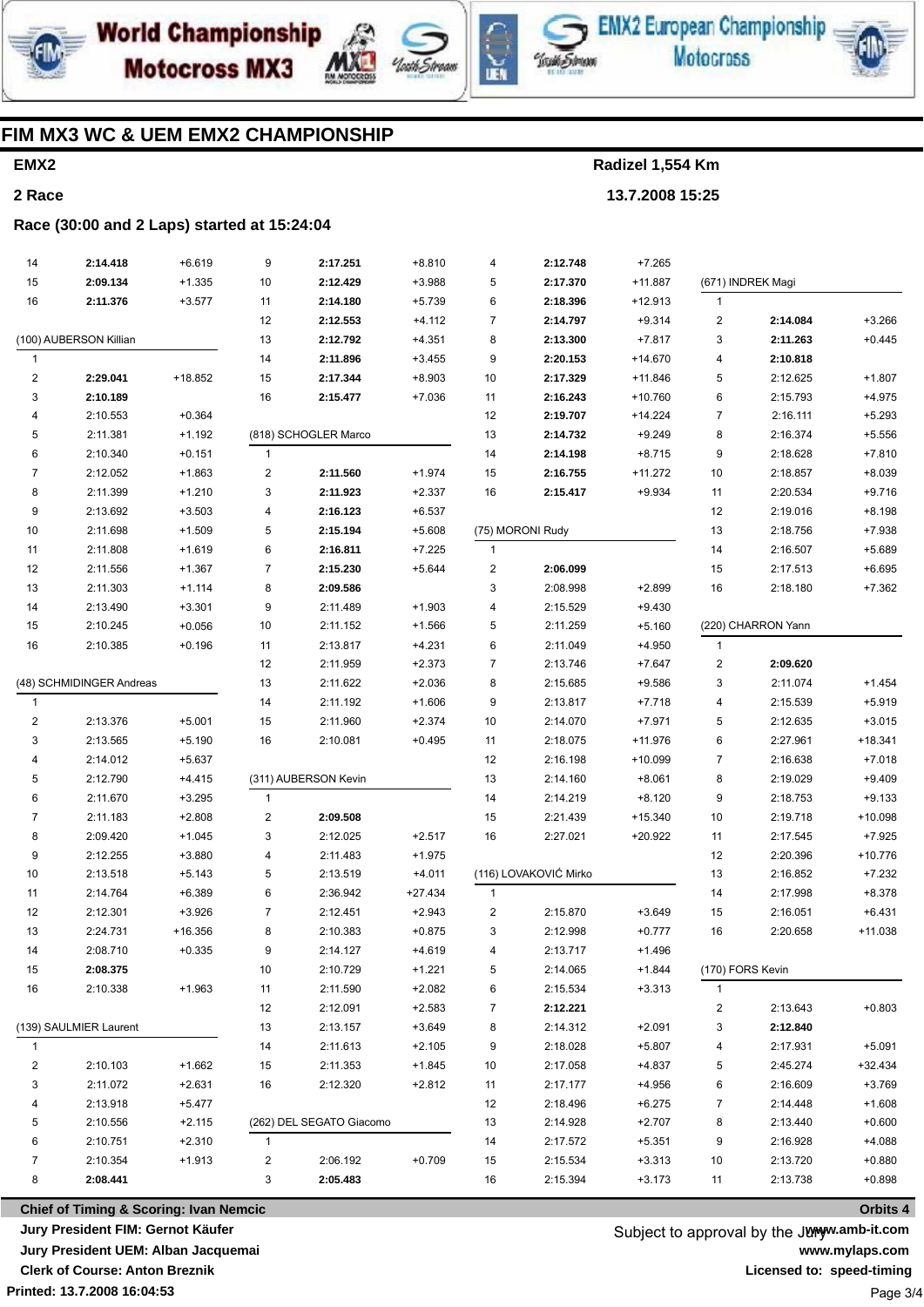## FIM MX3 WC & UEM EMX2 CHAMPIONSHIP

**EMX2** — Radizel 1,554 Km

**2 Race** — 13.7.2008 15:25

**Race (30:00 and 2 Laps) started at 15:24:04**

| Lap | Time | Gap |
|---|---|---|
| 14 | **2:14.418** | +6.619 |
| 15 | **2:09.134** | +1.335 |
| 16 | **2:11.376** | +3.577 |

**(100) AUBERSON Killian**

| Lap | Time | Gap |
|---|---|---|
| 1 | | |
| 2 | **2:29.041** | +18.852 |
| 3 | **2:10.189** | |
| 4 | 2:10.553 | +0.364 |
| 5 | 2:11.381 | +1.192 |
| 6 | 2:10.340 | +0.151 |
| 7 | 2:12.052 | +1.863 |
| 8 | 2:11.399 | +1.210 |
| 9 | 2:13.692 | +3.503 |
| 10 | 2:11.698 | +1.509 |
| 11 | 2:11.808 | +1.619 |
| 12 | 2:11.556 | +1.367 |
| 13 | 2:11.303 | +1.114 |
| 14 | 2:13.490 | +3.301 |
| 15 | 2:10.245 | +0.056 |
| 16 | 2:10.385 | +0.196 |

**(48) SCHMIDINGER Andreas**

| Lap | Time | Gap |
|---|---|---|
| 1 | | |
| 2 | 2:13.376 | +5.001 |
| 3 | 2:13.565 | +5.190 |
| 4 | 2:14.012 | +5.637 |
| 5 | 2:12.790 | +4.415 |
| 6 | 2:11.670 | +3.295 |
| 7 | 2:11.183 | +2.808 |
| 8 | 2:09.420 | +1.045 |
| 9 | 2:12.255 | +3.880 |
| 10 | 2:13.518 | +5.143 |
| 11 | 2:14.764 | +6.389 |
| 12 | 2:12.301 | +3.926 |
| 13 | 2:24.731 | +16.356 |
| 14 | 2:08.710 | +0.335 |
| 15 | **2:08.375** | |
| 16 | 2:10.338 | +1.963 |

**(139) SAULMIER Laurent**

| Lap | Time | Gap |
|---|---|---|
| 1 | | |
| 2 | 2:10.103 | +1.662 |
| 3 | 2:11.072 | +2.631 |
| 4 | 2:13.918 | +5.477 |
| 5 | 2:10.556 | +2.115 |
| 6 | 2:10.751 | +2.310 |
| 7 | 2:10.354 | +1.913 |
| 8 | **2:08.441** | |
| 9 | **2:17.251** | +8.810 |
| 10 | **2:12.429** | +3.988 |
| 11 | **2:14.180** | +5.739 |
| 12 | **2:12.553** | +4.112 |
| 13 | **2:12.792** | +4.351 |
| 14 | **2:11.896** | +3.455 |
| 15 | **2:17.344** | +8.903 |
| 16 | **2:15.477** | +7.036 |

**(818) SCHOGLER Marco**

| Lap | Time | Gap |
|---|---|---|
| 1 | | |
| 2 | **2:11.560** | +1.974 |
| 3 | **2:11.923** | +2.337 |
| 4 | **2:16.123** | +6.537 |
| 5 | **2:15.194** | +5.608 |
| 6 | **2:16.811** | +7.225 |
| 7 | **2:15.230** | +5.644 |
| 8 | **2:09.586** | |
| 9 | 2:11.489 | +1.903 |
| 10 | 2:11.152 | +1.566 |
| 11 | 2:13.817 | +4.231 |
| 12 | 2:11.959 | +2.373 |
| 13 | 2:11.622 | +2.036 |
| 14 | 2:11.192 | +1.606 |
| 15 | 2:11.960 | +2.374 |
| 16 | 2:10.081 | +0.495 |

**(311) AUBERSON Kevin**

| Lap | Time | Gap |
|---|---|---|
| 1 | | |
| 2 | **2:09.508** | |
| 3 | 2:12.025 | +2.517 |
| 4 | 2:11.483 | +1.975 |
| 5 | 2:13.519 | +4.011 |
| 6 | 2:36.942 | +27.434 |
| 7 | 2:12.451 | +2.943 |
| 8 | 2:10.383 | +0.875 |
| 9 | 2:14.127 | +4.619 |
| 10 | 2:10.729 | +1.221 |
| 11 | 2:11.590 | +2.082 |
| 12 | 2:12.091 | +2.583 |
| 13 | 2:13.157 | +3.649 |
| 14 | 2:11.613 | +2.105 |
| 15 | 2:11.353 | +1.845 |
| 16 | 2:12.320 | +2.812 |

**(262) DEL SEGATO Giacomo**

| Lap | Time | Gap |
|---|---|---|
| 1 | | |
| 2 | 2:06.192 | +0.709 |
| 3 | **2:05.483** | |
| 4 | **2:12.748** | +7.265 |
| 5 | **2:17.370** | +11.887 |
| 6 | **2:18.396** | +12.913 |
| 7 | **2:14.797** | +9.314 |
| 8 | **2:13.300** | +7.817 |
| 9 | **2:20.153** | +14.670 |
| 10 | **2:17.329** | +11.846 |
| 11 | **2:16.243** | +10.760 |
| 12 | **2:19.707** | +14.224 |
| 13 | **2:14.732** | +9.249 |
| 14 | **2:14.198** | +8.715 |
| 15 | **2:16.755** | +11.272 |
| 16 | **2:15.417** | +9.934 |

**(75) MORONI Rudy**

| Lap | Time | Gap |
|---|---|---|
| 1 | | |
| 2 | **2:06.099** | |
| 3 | 2:08.998 | +2.899 |
| 4 | 2:15.529 | +9.430 |
| 5 | 2:11.259 | +5.160 |
| 6 | 2:11.049 | +4.950 |
| 7 | 2:13.746 | +7.647 |
| 8 | 2:15.685 | +9.586 |
| 9 | 2:13.817 | +7.718 |
| 10 | 2:14.070 | +7.971 |
| 11 | 2:18.075 | +11.976 |
| 12 | 2:16.198 | +10.099 |
| 13 | 2:14.160 | +8.061 |
| 14 | 2:14.219 | +8.120 |
| 15 | 2:21.439 | +15.340 |
| 16 | 2:27.021 | +20.922 |

**(116) LOVAKOVIĆ Mirko**

| Lap | Time | Gap |
|---|---|---|
| 1 | | |
| 2 | 2:15.870 | +3.649 |
| 3 | 2:12.998 | +0.777 |
| 4 | 2:13.717 | +1.496 |
| 5 | 2:14.065 | +1.844 |
| 6 | 2:15.534 | +3.313 |
| 7 | **2:12.221** | |
| 8 | 2:14.312 | +2.091 |
| 9 | 2:18.028 | +5.807 |
| 10 | 2:17.058 | +4.837 |
| 11 | 2:17.177 | +4.956 |
| 12 | 2:18.496 | +6.275 |
| 13 | 2:14.928 | +2.707 |
| 14 | 2:17.572 | +5.351 |
| 15 | 2:15.534 | +3.313 |
| 16 | 2:15.394 | +3.173 |

**(671) INDREK Magi**

| Lap | Time | Gap |
|---|---|---|
| 1 | | |
| 2 | **2:14.084** | +3.266 |
| 3 | **2:11.263** | +0.445 |
| 4 | **2:10.818** | |
| 5 | 2:12.625 | +1.807 |
| 6 | 2:15.793 | +4.975 |
| 7 | 2:16.111 | +5.293 |
| 8 | 2:16.374 | +5.556 |
| 9 | 2:18.628 | +7.810 |
| 10 | 2:18.857 | +8.039 |
| 11 | 2:20.534 | +9.716 |
| 12 | 2:19.016 | +8.198 |
| 13 | 2:18.756 | +7.938 |
| 14 | 2:16.507 | +5.689 |
| 15 | 2:17.513 | +6.695 |
| 16 | 2:18.180 | +7.362 |

**(220) CHARRON Yann**

| Lap | Time | Gap |
|---|---|---|
| 1 | | |
| 2 | **2:09.620** | |
| 3 | 2:11.074 | +1.454 |
| 4 | 2:15.539 | +5.919 |
| 5 | 2:12.635 | +3.015 |
| 6 | 2:27.961 | +18.341 |
| 7 | 2:16.638 | +7.018 |
| 8 | 2:19.029 | +9.409 |
| 9 | 2:18.753 | +9.133 |
| 10 | 2:19.718 | +10.098 |
| 11 | 2:17.545 | +7.925 |
| 12 | 2:20.396 | +10.776 |
| 13 | 2:16.852 | +7.232 |
| 14 | 2:17.998 | +8.378 |
| 15 | 2:16.051 | +6.431 |
| 16 | 2:20.658 | +11.038 |

**(170) FORS Kevin**

| Lap | Time | Gap |
|---|---|---|
| 1 | | |
| 2 | 2:13.643 | +0.803 |
| 3 | **2:12.840** | |
| 4 | 2:17.931 | +5.091 |
| 5 | 2:45.274 | +32.434 |
| 6 | 2:16.609 | +3.769 |
| 7 | 2:14.448 | +1.608 |
| 8 | 2:13.440 | +0.600 |
| 9 | 2:16.928 | +4.088 |
| 10 | 2:13.720 | +0.880 |
| 11 | 2:13.738 | +0.898 |

**Chief of Timing & Scoring: Ivan Nemcic**

Jury President FIM: Gernot Käufer

Jury President UEM: Alban Jacquemai

Clerk of Course: Anton Breznik

Printed: 13.7.2008 16:04:53

Subject to approval by the Jury

Orbits 4 — www.amb-it.com — www.mylaps.com — Licensed to: speed-timing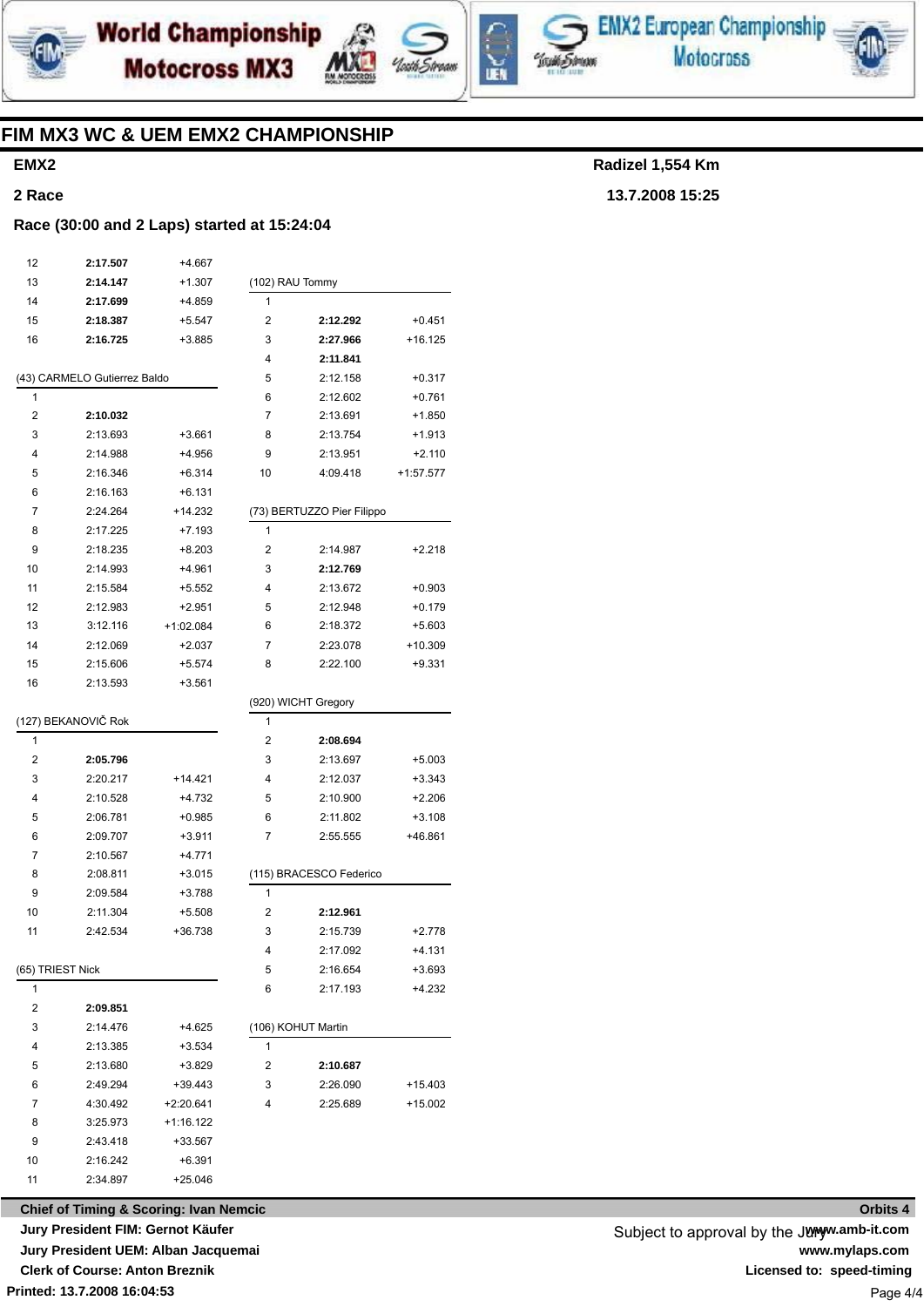# FIM MX3 WC & UEM EMX2 CHAMPIONSHIP

**EMX2** — **Radizel 1,554 Km**

**2 Race** — **13.7.2008 15:25**

**Race (30:00 and 2 Laps) started at 15:24:04**

| | | |
|---|---|---|
| 12 | **2:17.507** | +4.667 |
| 13 | **2:14.147** | +1.307 |
| 14 | **2:17.699** | +4.859 |
| 15 | **2:18.387** | +5.547 |
| 16 | **2:16.725** | +3.885 |

(43) CARMELO Gutierrez Baldo

| | | |
|---|---|---|
| 1 | | |
| 2 | **2:10.032** | |
| 3 | 2:13.693 | +3.661 |
| 4 | 2:14.988 | +4.956 |
| 5 | 2:16.346 | +6.314 |
| 6 | 2:16.163 | +6.131 |
| 7 | 2:24.264 | +14.232 |
| 8 | 2:17.225 | +7.193 |
| 9 | 2:18.235 | +8.203 |
| 10 | 2:14.993 | +4.961 |
| 11 | 2:15.584 | +5.552 |
| 12 | 2:12.983 | +2.951 |
| 13 | 3:12.116 | +1:02.084 |
| 14 | 2:12.069 | +2.037 |
| 15 | 2:15.606 | +5.574 |
| 16 | 2:13.593 | +3.561 |

(127) BEKANOVIČ Rok

| | | |
|---|---|---|
| 1 | | |
| 2 | **2:05.796** | |
| 3 | 2:20.217 | +14.421 |
| 4 | 2:10.528 | +4.732 |
| 5 | 2:06.781 | +0.985 |
| 6 | 2:09.707 | +3.911 |
| 7 | 2:10.567 | +4.771 |
| 8 | 2:08.811 | +3.015 |
| 9 | 2:09.584 | +3.788 |
| 10 | 2:11.304 | +5.508 |
| 11 | 2:42.534 | +36.738 |

(65) TRIEST Nick

| | | |
|---|---|---|
| 1 | | |
| 2 | **2:09.851** | |
| 3 | 2:14.476 | +4.625 |
| 4 | 2:13.385 | +3.534 |
| 5 | 2:13.680 | +3.829 |
| 6 | 2:49.294 | +39.443 |
| 7 | 4:30.492 | +2:20.641 |
| 8 | 3:25.973 | +1:16.122 |
| 9 | 2:43.418 | +33.567 |
| 10 | 2:16.242 | +6.391 |
| 11 | 2:34.897 | +25.046 |

(102) RAU Tommy

| | | |
|---|---|---|
| 1 | | |
| 2 | **2:12.292** | +0.451 |
| 3 | **2:27.966** | +16.125 |
| 4 | **2:11.841** | |
| 5 | 2:12.158 | +0.317 |
| 6 | 2:12.602 | +0.761 |
| 7 | 2:13.691 | +1.850 |
| 8 | 2:13.754 | +1.913 |
| 9 | 2:13.951 | +2.110 |
| 10 | 4:09.418 | +1:57.577 |

(73) BERTUZZO Pier Filippo

| | | |
|---|---|---|
| 1 | | |
| 2 | 2:14.987 | +2.218 |
| 3 | **2:12.769** | |
| 4 | 2:13.672 | +0.903 |
| 5 | 2:12.948 | +0.179 |
| 6 | 2:18.372 | +5.603 |
| 7 | 2:23.078 | +10.309 |
| 8 | 2:22.100 | +9.331 |

(920) WICHT Gregory

| | | |
|---|---|---|
| 1 | | |
| 2 | **2:08.694** | |
| 3 | 2:13.697 | +5.003 |
| 4 | 2:12.037 | +3.343 |
| 5 | 2:10.900 | +2.206 |
| 6 | 2:11.802 | +3.108 |
| 7 | 2:55.555 | +46.861 |

(115) BRACESCO Federico

| | | |
|---|---|---|
| 1 | | |
| 2 | **2:12.961** | |
| 3 | 2:15.739 | +2.778 |
| 4 | 2:17.092 | +4.131 |
| 5 | 2:16.654 | +3.693 |
| 6 | 2:17.193 | +4.232 |

(106) KOHUT Martin

| | | |
|---|---|---|
| 1 | | |
| 2 | **2:10.687** | |
| 3 | 2:26.090 | +15.403 |
| 4 | 2:25.689 | +15.002 |

**Chief of Timing & Scoring: Ivan Nemcic**
**Jury President FIM: Gernot Käufer**
**Jury President UEM: Alban Jacquemai**
**Clerk of Course: Anton Breznik**
**Printed: 13.7.2008 16:04:53**

Subject to approval by the Jury

**Orbits 4**
**www.amb-it.com**
**www.mylaps.com**
**Licensed to: speed-timing**